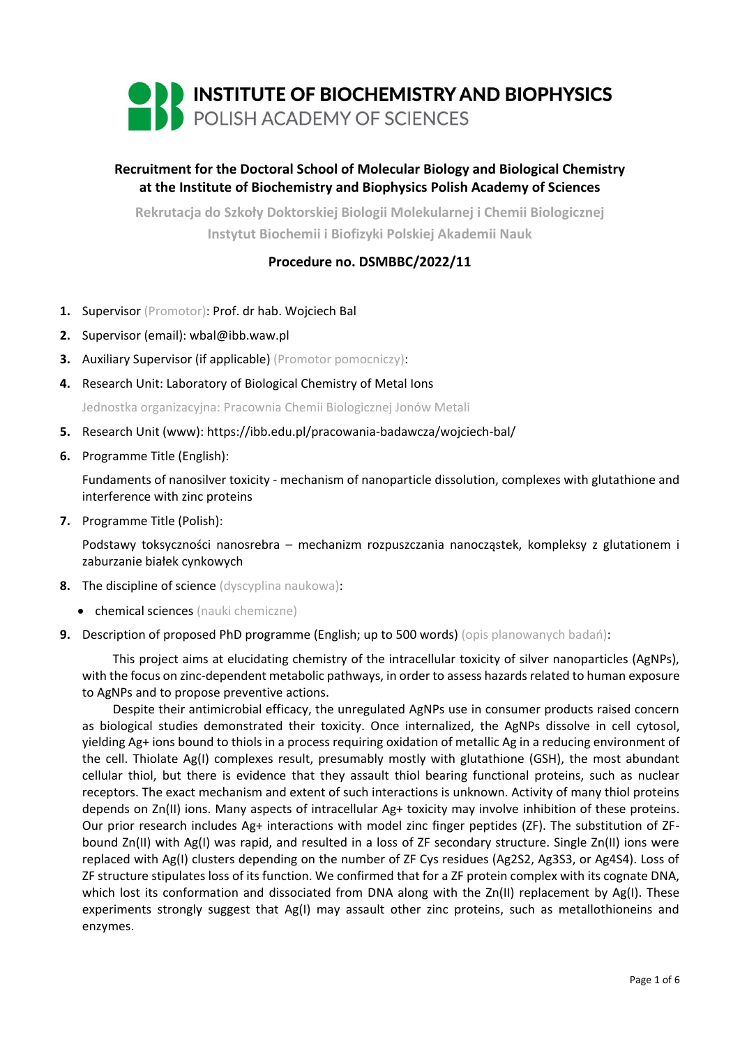# INSTITUTE OF BIOCHEMISTRY AND BIOPHYSICS
POLISH ACADEMY OF SCIENCES

## Recruitment for the Doctoral School of Molecular Biology and Biological Chemistry at the Institute of Biochemistry and Biophysics Polish Academy of Sciences

**Rekrutacja do Szkoły Doktorskiej Biologii Molekularnej i Chemii Biologicznej Instytut Biochemii i Biofizyki Polskiej Akademii Nauk**

### Procedure no. DSMBBC/2022/11

1. Supervisor (Promotor): Prof. dr hab. Wojciech Bal
2. Supervisor (email): wbal@ibb.waw.pl
3. Auxiliary Supervisor (if applicable) (Promotor pomocniczy):
4. Research Unit: Laboratory of Biological Chemistry of Metal Ions

   Jednostka organizacyjna: Pracownia Chemii Biologicznej Jonów Metali
5. Research Unit (www): https://ibb.edu.pl/pracowania-badawcza/wojciech-bal/
6. Programme Title (English):

   Fundaments of nanosilver toxicity - mechanism of nanoparticle dissolution, complexes with glutathione and interference with zinc proteins
7. Programme Title (Polish):

   Podstawy toksyczności nanosrebra – mechanizm rozpuszczania nanocząstek, kompleksy z glutationem i zaburzanie białek cynkowych
8. The discipline of science (dyscyplina naukowa):
   - chemical sciences (nauki chemiczne)
9. Description of proposed PhD programme (English; up to 500 words) (opis planowanych badań):

   This project aims at elucidating chemistry of the intracellular toxicity of silver nanoparticles (AgNPs), with the focus on zinc-dependent metabolic pathways, in order to assess hazards related to human exposure to AgNPs and to propose preventive actions.

   Despite their antimicrobial efficacy, the unregulated AgNPs use in consumer products raised concern as biological studies demonstrated their toxicity. Once internalized, the AgNPs dissolve in cell cytosol, yielding $Ag^+$ ions bound to thiols in a process requiring oxidation of metallic Ag in a reducing environment of the cell. Thiolate Ag(I) complexes result, presumably mostly with glutathione (GSH), the most abundant cellular thiol, but there is evidence that they assault thiol bearing functional proteins, such as nuclear receptors. The exact mechanism and extent of such interactions is unknown. Activity of many thiol proteins depends on Zn(II) ions. Many aspects of intracellular $Ag^+$ toxicity may involve inhibition of these proteins. Our prior research includes $Ag^+$ interactions with model zinc finger peptides (ZF). The substitution of ZF-bound Zn(II) with Ag(I) was rapid, and resulted in a loss of ZF secondary structure. Single Zn(II) ions were replaced with Ag(I) clusters depending on the number of ZF Cys residues ($Ag_2S_2$, $Ag_3S_3$, or $Ag_4S_4$). Loss of ZF structure stipulates loss of its function. We confirmed that for a ZF protein complex with its cognate DNA, which lost its conformation and dissociated from DNA along with the Zn(II) replacement by Ag(I). These experiments strongly suggest that Ag(I) may assault other zinc proteins, such as metallothioneins and enzymes.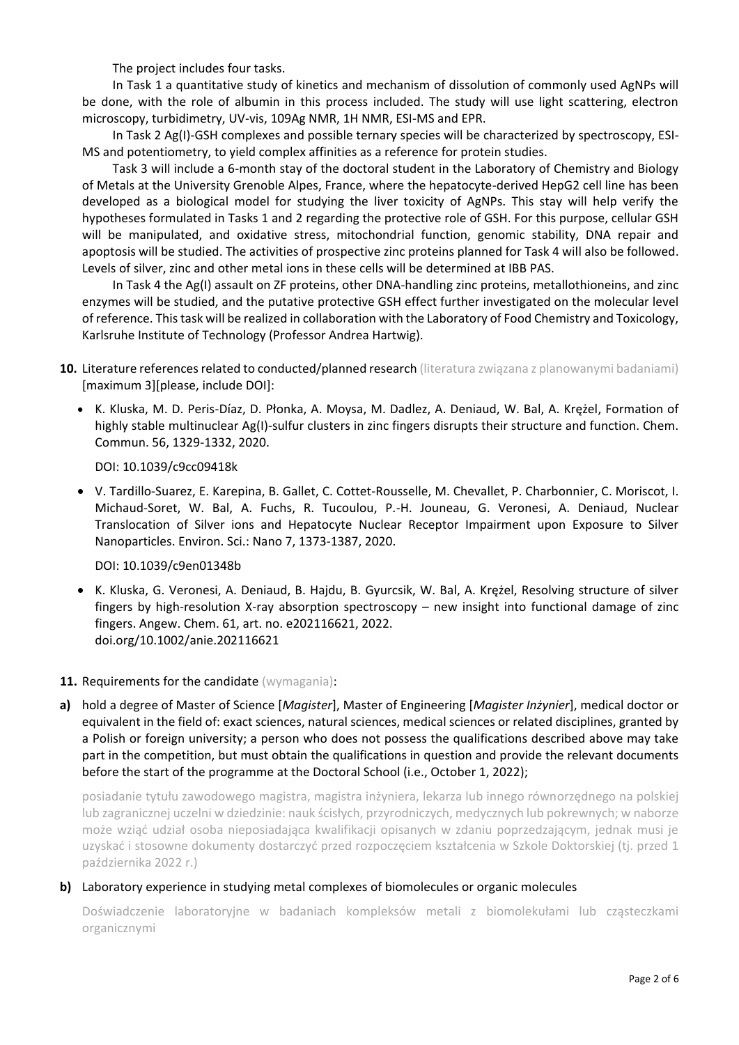The project includes four tasks.

In Task 1 a quantitative study of kinetics and mechanism of dissolution of commonly used AgNPs will be done, with the role of albumin in this process included. The study will use light scattering, electron microscopy, turbidimetry, UV-vis, 109Ag NMR, 1H NMR, ESI-MS and EPR.

In Task 2 Ag(I)-GSH complexes and possible ternary species will be characterized by spectroscopy, ESI-MS and potentiometry, to yield complex affinities as a reference for protein studies.

Task 3 will include a 6-month stay of the doctoral student in the Laboratory of Chemistry and Biology of Metals at the University Grenoble Alpes, France, where the hepatocyte-derived HepG2 cell line has been developed as a biological model for studying the liver toxicity of AgNPs. This stay will help verify the hypotheses formulated in Tasks 1 and 2 regarding the protective role of GSH. For this purpose, cellular GSH will be manipulated, and oxidative stress, mitochondrial function, genomic stability, DNA repair and apoptosis will be studied. The activities of prospective zinc proteins planned for Task 4 will also be followed. Levels of silver, zinc and other metal ions in these cells will be determined at IBB PAS.

In Task 4 the Ag(I) assault on ZF proteins, other DNA-handling zinc proteins, metallothioneins, and zinc enzymes will be studied, and the putative protective GSH effect further investigated on the molecular level of reference. This task will be realized in collaboration with the Laboratory of Food Chemistry and Toxicology, Karlsruhe Institute of Technology (Professor Andrea Hartwig).

**10.** Literature references related to conducted/planned research (literatura związana z planowanymi badaniami) [maximum 3][please, include DOI]:

- K. Kluska, M. D. Peris-Díaz, D. Płonka, A. Moysa, M. Dadlez, A. Deniaud, W. Bal, A. Krężel, Formation of highly stable multinuclear Ag(I)-sulfur clusters in zinc fingers disrupts their structure and function. Chem. Commun. 56, 1329-1332, 2020.

  DOI: 10.1039/c9cc09418k

- V. Tardillo-Suarez, E. Karepina, B. Gallet, C. Cottet-Rousselle, M. Chevallet, P. Charbonnier, C. Moriscot, I. Michaud-Soret, W. Bal, A. Fuchs, R. Tucoulou, P.-H. Jouneau, G. Veronesi, A. Deniaud, Nuclear Translocation of Silver ions and Hepatocyte Nuclear Receptor Impairment upon Exposure to Silver Nanoparticles. Environ. Sci.: Nano 7, 1373-1387, 2020.

  DOI: 10.1039/c9en01348b

- K. Kluska, G. Veronesi, A. Deniaud, B. Hajdu, B. Gyurcsik, W. Bal, A. Krężel, Resolving structure of silver fingers by high-resolution X-ray absorption spectroscopy – new insight into functional damage of zinc fingers. Angew. Chem. 61, art. no. e202116621, 2022.
  doi.org/10.1002/anie.202116621

**11.** Requirements for the candidate (wymagania):

**a)** hold a degree of Master of Science [*Magister*], Master of Engineering [*Magister Inżynier*], medical doctor or equivalent in the field of: exact sciences, natural sciences, medical sciences or related disciplines, granted by a Polish or foreign university; a person who does not possess the qualifications described above may take part in the competition, but must obtain the qualifications in question and provide the relevant documents before the start of the programme at the Doctoral School (i.e., October 1, 2022);

posiadanie tytułu zawodowego magistra, magistra inżyniera, lekarza lub innego równorzędnego na polskiej lub zagranicznej uczelni w dziedzinie: nauk ścisłych, przyrodniczych, medycznych lub pokrewnych; w naborze może wziąć udział osoba nieposiadająca kwalifikacji opisanych w zdaniu poprzedzającym, jednak musi je uzyskać i stosowne dokumenty dostarczyć przed rozpoczęciem kształcenia w Szkole Doktorskiej (tj. przed 1 października 2022 r.)

**b)** Laboratory experience in studying metal complexes of biomolecules or organic molecules

Doświadczenie laboratoryjne w badaniach kompleksów metali z biomolekułami lub cząsteczkami organicznymi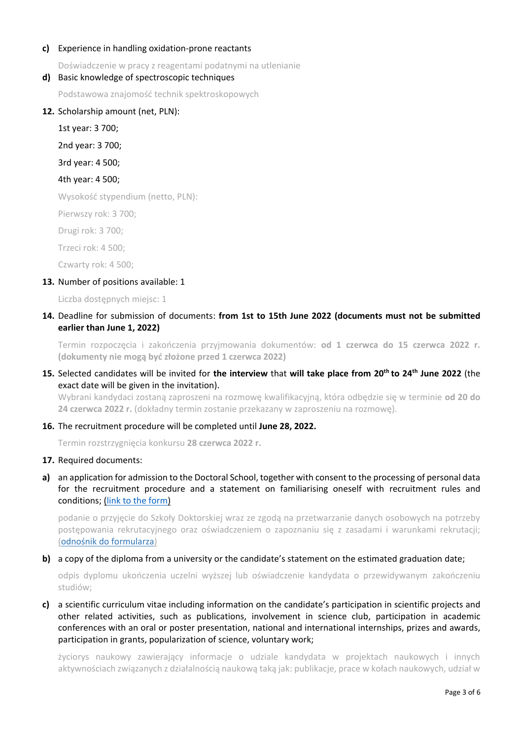**c)** Experience in handling oxidation-prone reactants

Doświadczenie w pracy z reagentami podatnymi na utlenianie

**d)** Basic knowledge of spectroscopic techniques

Podstawowa znajomość technik spektroskopowych

**12.** Scholarship amount (net, PLN):

1st year: 3 700;

2nd year: 3 700;

3rd year: 4 500;

4th year: 4 500;

Wysokość stypendium (netto, PLN):

Pierwszy rok: 3 700;

Drugi rok: 3 700;

Trzeci rok: 4 500;

Czwarty rok: 4 500;

**13.** Number of positions available: 1

Liczba dostępnych miejsc: 1

**14.** Deadline for submission of documents: **from 1st to 15th June 2022 (documents must not be submitted earlier than June 1, 2022)**

Termin rozpoczęcia i zakończenia przyjmowania dokumentów: **od 1 czerwca do 15 czerwca 2022 r. (dokumenty nie mogą być złożone przed 1 czerwca 2022)**

**15.** Selected candidates will be invited for **the interview** that **will take place from 20th to 24th June 2022** (the exact date will be given in the invitation).

Wybrani kandydaci zostaną zaproszeni na rozmowę kwalifikacyjną, która odbędzie się w terminie **od 20 do 24 czerwca 2022 r.** (dokładny termin zostanie przekazany w zaproszeniu na rozmowę).

**16.** The recruitment procedure will be completed until **June 28, 2022.**

Termin rozstrzygnięcia konkursu **28 czerwca 2022 r.**

**17.** Required documents:

**a)** an application for admission to the Doctoral School, together with consent to the processing of personal data for the recruitment procedure and a statement on familiarising oneself with recruitment rules and conditions; (link to the form)

podanie o przyjęcie do Szkoły Doktorskiej wraz ze zgodą na przetwarzanie danych osobowych na potrzeby postępowania rekrutacyjnego oraz oświadczeniem o zapoznaniu się z zasadami i warunkami rekrutacji; (odnośnik do formularza)

**b)** a copy of the diploma from a university or the candidate's statement on the estimated graduation date;

odpis dyplomu ukończenia uczelni wyższej lub oświadczenie kandydata o przewidywanym zakończeniu studiów;

**c)** a scientific curriculum vitae including information on the candidate's participation in scientific projects and other related activities, such as publications, involvement in science club, participation in academic conferences with an oral or poster presentation, national and international internships, prizes and awards, participation in grants, popularization of science, voluntary work;

życiorys naukowy zawierający informacje o udziale kandydata w projektach naukowych i innych aktywnościach związanych z działalnością naukową taką jak: publikacje, prace w kołach naukowych, udział w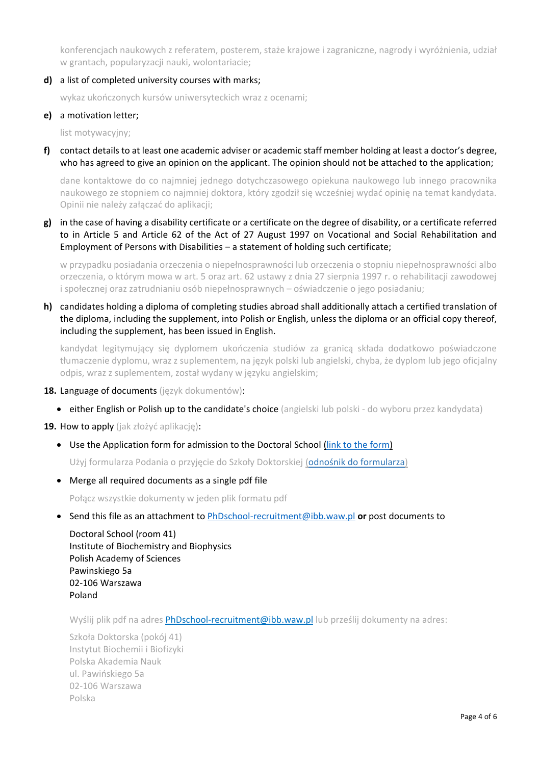konferencjach naukowych z referatem, posterem, staże krajowe i zagraniczne, nagrody i wyróżnienia, udział w grantach, popularyzacji nauki, wolontariacie;

**d)** a list of completed university courses with marks;

wykaz ukończonych kursów uniwersyteckich wraz z ocenami;

**e)** a motivation letter;

list motywacyjny;

**f)** contact details to at least one academic adviser or academic staff member holding at least a doctor's degree, who has agreed to give an opinion on the applicant. The opinion should not be attached to the application;

dane kontaktowe do co najmniej jednego dotychczasowego opiekuna naukowego lub innego pracownika naukowego ze stopniem co najmniej doktora, który zgodził się wcześniej wydać opinię na temat kandydata. Opinii nie należy załączać do aplikacji;

**g)** in the case of having a disability certificate or a certificate on the degree of disability, or a certificate referred to in Article 5 and Article 62 of the Act of 27 August 1997 on Vocational and Social Rehabilitation and Employment of Persons with Disabilities – a statement of holding such certificate;

w przypadku posiadania orzeczenia o niepełnosprawności lub orzeczenia o stopniu niepełnosprawności albo orzeczenia, o którym mowa w art. 5 oraz art. 62 ustawy z dnia 27 sierpnia 1997 r. o rehabilitacji zawodowej i społecznej oraz zatrudnianiu osób niepełnosprawnych – oświadczenie o jego posiadaniu;

**h)** candidates holding a diploma of completing studies abroad shall additionally attach a certified translation of the diploma, including the supplement, into Polish or English, unless the diploma or an official copy thereof, including the supplement, has been issued in English.

kandydat legitymujący się dyplomem ukończenia studiów za granicą składa dodatkowo poświadczone tłumaczenie dyplomu, wraz z suplementem, na język polski lub angielski, chyba, że dyplom lub jego oficjalny odpis, wraz z suplementem, został wydany w języku angielskim;

**18.** Language of documents (język dokumentów):

- either English or Polish up to the candidate's choice (angielski lub polski - do wyboru przez kandydata)

**19.** How to apply (jak złożyć aplikację):

- Use the Application form for admission to the Doctoral School (link to the form)

  Użyj formularza Podania o przyjęcie do Szkoły Doktorskiej (odnośnik do formularza)

- Merge all required documents as a single pdf file

  Połącz wszystkie dokumenty w jeden plik formatu pdf

- Send this file as an attachment to PhDschool-recruitment@ibb.waw.pl **or** post documents to

  Doctoral School (room 41)
  Institute of Biochemistry and Biophysics
  Polish Academy of Sciences
  Pawinskiego 5a
  02-106 Warszawa
  Poland

  Wyślij plik pdf na adres PhDschool-recruitment@ibb.waw.pl lub prześlij dokumenty na adres:

  Szkoła Doktorska (pokój 41)
  Instytut Biochemii i Biofizyki
  Polska Akademia Nauk
  ul. Pawińskiego 5a
  02-106 Warszawa
  Polska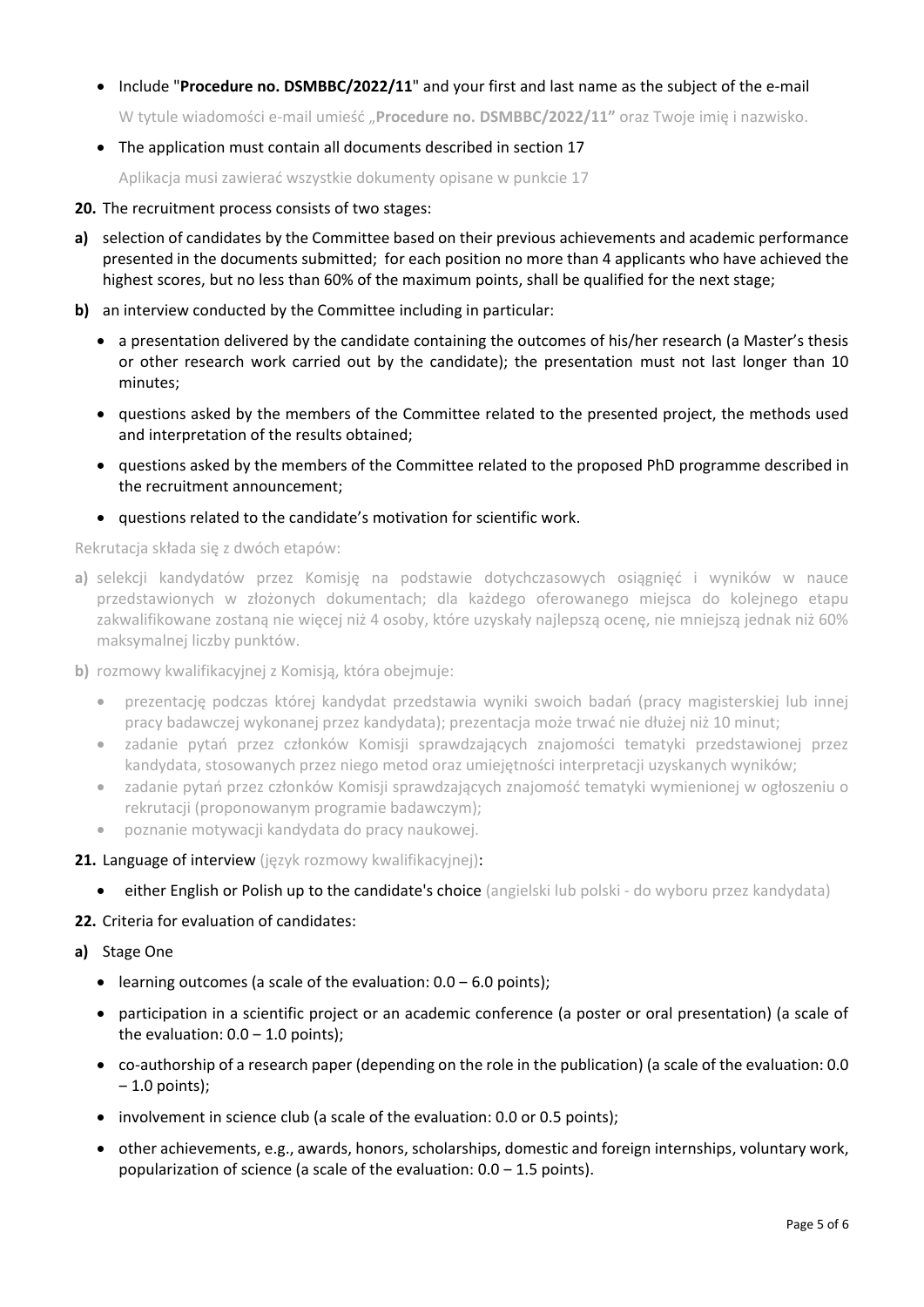- Include "**Procedure no. DSMBBC/2022/11**" and your first and last name as the subject of the e-mail

  W tytule wiadomości e-mail umieść „**Procedure no. DSMBBC/2022/11"** oraz Twoje imię i nazwisko.

- The application must contain all documents described in section 17

  Aplikacja musi zawierać wszystkie dokumenty opisane w punkcie 17

**20.** The recruitment process consists of two stages:

**a)** selection of candidates by the Committee based on their previous achievements and academic performance presented in the documents submitted; for each position no more than 4 applicants who have achieved the highest scores, but no less than 60% of the maximum points, shall be qualified for the next stage;

**b)** an interview conducted by the Committee including in particular:

- a presentation delivered by the candidate containing the outcomes of his/her research (a Master's thesis or other research work carried out by the candidate); the presentation must not last longer than 10 minutes;
- questions asked by the members of the Committee related to the presented project, the methods used and interpretation of the results obtained;
- questions asked by the members of the Committee related to the proposed PhD programme described in the recruitment announcement;
- questions related to the candidate's motivation for scientific work.

Rekrutacja składa się z dwóch etapów:

**a)** selekcji kandydatów przez Komisję na podstawie dotychczasowych osiągnięć i wyników w nauce przedstawionych w złożonych dokumentach; dla każdego oferowanego miejsca do kolejnego etapu zakwalifikowane zostaną nie więcej niż 4 osoby, które uzyskały najlepszą ocenę, nie mniejszą jednak niż 60% maksymalnej liczby punktów.

**b)** rozmowy kwalifikacyjnej z Komisją, która obejmuje:

- prezentację podczas której kandydat przedstawia wyniki swoich badań (pracy magisterskiej lub innej pracy badawczej wykonanej przez kandydata); prezentacja może trwać nie dłużej niż 10 minut;
- zadanie pytań przez członków Komisji sprawdzających znajomości tematyki przedstawionej przez kandydata, stosowanych przez niego metod oraz umiejętności interpretacji uzyskanych wyników;
- zadanie pytań przez członków Komisji sprawdzających znajomość tematyki wymienionej w ogłoszeniu o rekrutacji (proponowanym programie badawczym);
- poznanie motywacji kandydata do pracy naukowej.

**21.** Language of interview (język rozmowy kwalifikacyjnej):

- either English or Polish up to the candidate's choice (angielski lub polski - do wyboru przez kandydata)

**22.** Criteria for evaluation of candidates:

**a)** Stage One

- learning outcomes (a scale of the evaluation: 0.0 – 6.0 points);
- participation in a scientific project or an academic conference (a poster or oral presentation) (a scale of the evaluation: 0.0 – 1.0 points);
- co-authorship of a research paper (depending on the role in the publication) (a scale of the evaluation: 0.0 – 1.0 points);
- involvement in science club (a scale of the evaluation: 0.0 or 0.5 points);
- other achievements, e.g., awards, honors, scholarships, domestic and foreign internships, voluntary work, popularization of science (a scale of the evaluation: 0.0 – 1.5 points).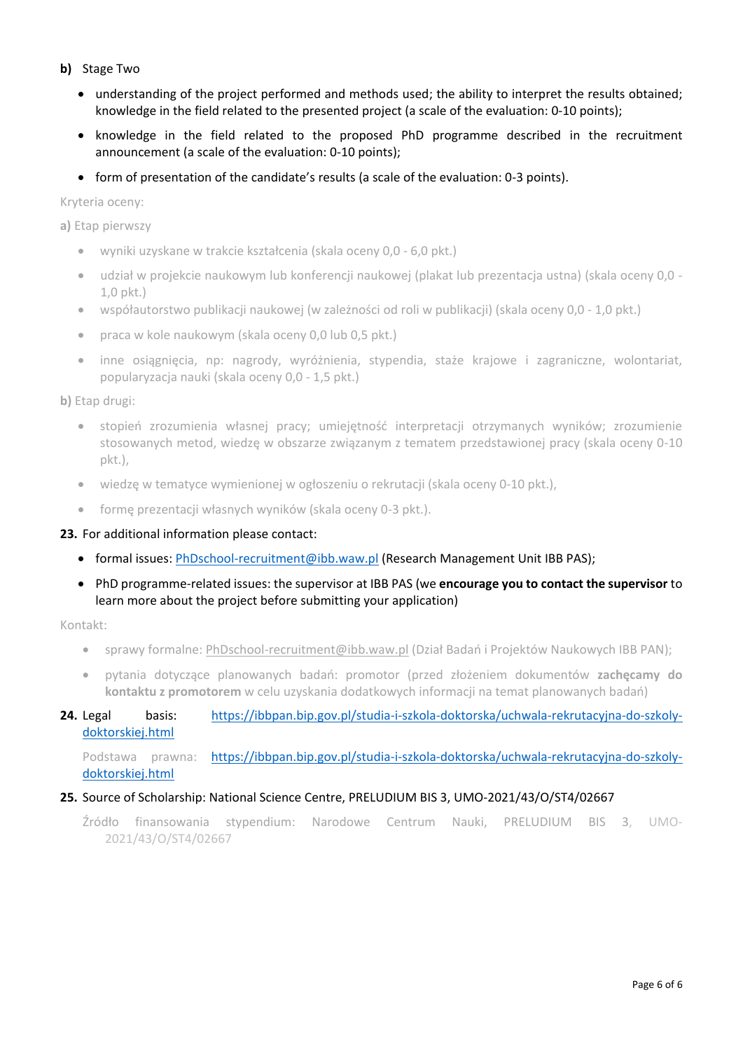**b)** Stage Two

- understanding of the project performed and methods used; the ability to interpret the results obtained; knowledge in the field related to the presented project (a scale of the evaluation: 0-10 points);
- knowledge in the field related to the proposed PhD programme described in the recruitment announcement (a scale of the evaluation: 0-10 points);
- form of presentation of the candidate's results (a scale of the evaluation: 0-3 points).

Kryteria oceny:

**a)** Etap pierwszy

- wyniki uzyskane w trakcie kształcenia (skala oceny 0,0 - 6,0 pkt.)
- udział w projekcie naukowym lub konferencji naukowej (plakat lub prezentacja ustna) (skala oceny 0,0 - 1,0 pkt.)
- współautorstwo publikacji naukowej (w zależności od roli w publikacji) (skala oceny 0,0 - 1,0 pkt.)
- praca w kole naukowym (skala oceny 0,0 lub 0,5 pkt.)
- inne osiągnięcia, np: nagrody, wyróżnienia, stypendia, staże krajowe i zagraniczne, wolontariat, popularyzacja nauki (skala oceny 0,0 - 1,5 pkt.)

**b)** Etap drugi:

- stopień zrozumienia własnej pracy; umiejętność interpretacji otrzymanych wyników; zrozumienie stosowanych metod, wiedzę w obszarze związanym z tematem przedstawionej pracy (skala oceny 0-10 pkt.),
- wiedzę w tematyce wymienionej w ogłoszeniu o rekrutacji (skala oceny 0-10 pkt.),
- formę prezentacji własnych wyników (skala oceny 0-3 pkt.).

**23.** For additional information please contact:

- formal issues: PhDschool-recruitment@ibb.waw.pl (Research Management Unit IBB PAS);
- PhD programme-related issues: the supervisor at IBB PAS (we **encourage you to contact the supervisor** to learn more about the project before submitting your application)

Kontakt:

- sprawy formalne: PhDschool-recruitment@ibb.waw.pl (Dział Badań i Projektów Naukowych IBB PAN);
- pytania dotyczące planowanych badań: promotor (przed złożeniem dokumentów **zachęcamy do kontaktu z promotorem** w celu uzyskania dodatkowych informacji na temat planowanych badań)

**24.** Legal basis: https://ibbpan.bip.gov.pl/studia-i-szkola-doktorska/uchwala-rekrutacyjna-do-szkoly-doktorskiej.html

Podstawa prawna: https://ibbpan.bip.gov.pl/studia-i-szkola-doktorska/uchwala-rekrutacyjna-do-szkoly-doktorskiej.html

**25.** Source of Scholarship: National Science Centre, PRELUDIUM BIS 3, UMO-2021/43/O/ST4/02667

Źródło finansowania stypendium: Narodowe Centrum Nauki, PRELUDIUM BIS 3, UMO-2021/43/O/ST4/02667